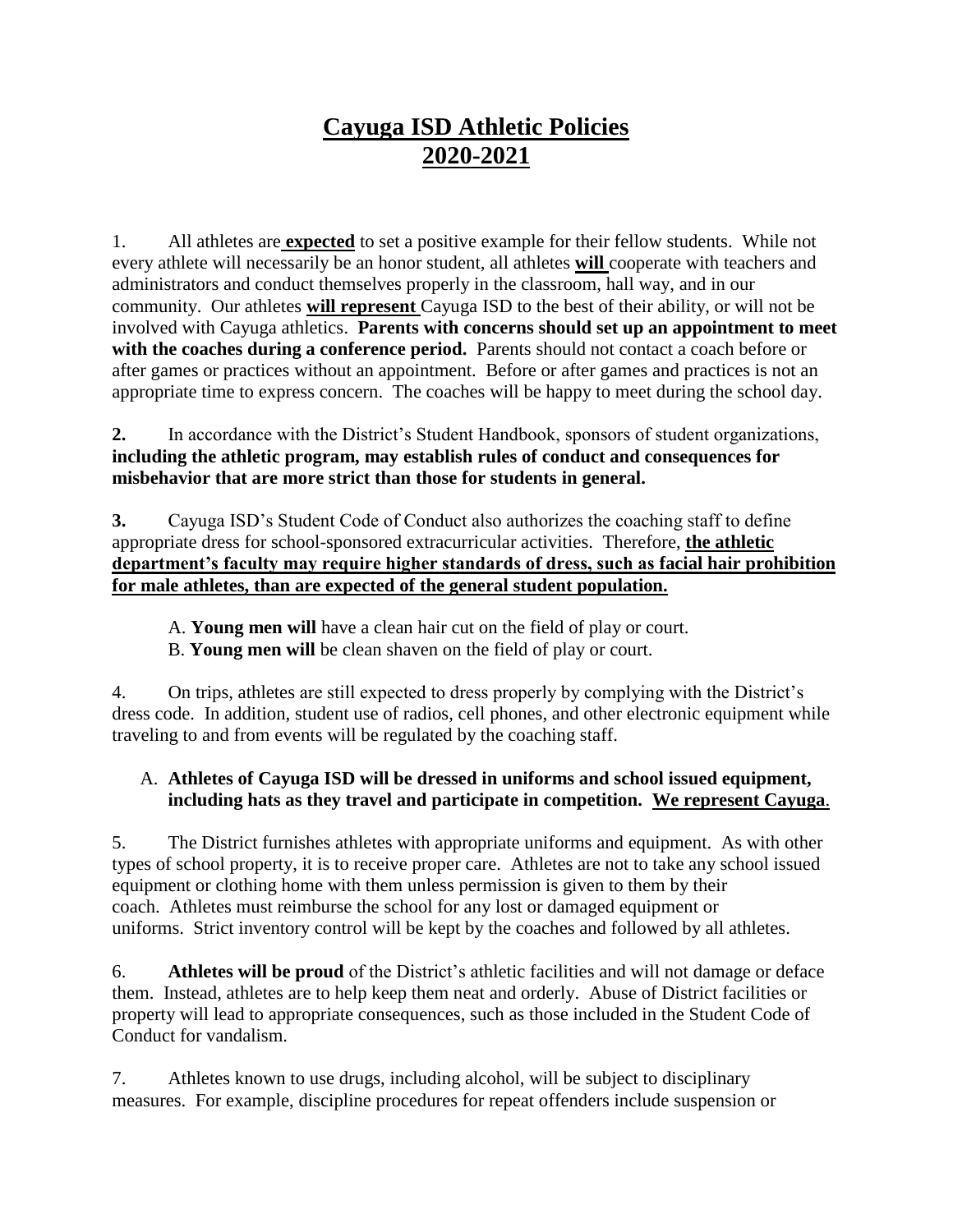# **Cayuga ISD Athletic Policies 2020-2021**

1. All athletes are **expected** to set a positive example for their fellow students. While not every athlete will necessarily be an honor student, all athletes **will** cooperate with teachers and administrators and conduct themselves properly in the classroom, hall way, and in our community. Our athletes **will represent** Cayuga ISD to the best of their ability, or will not be involved with Cayuga athletics. **Parents with concerns should set up an appointment to meet with the coaches during a conference period.** Parents should not contact a coach before or after games or practices without an appointment. Before or after games and practices is not an appropriate time to express concern. The coaches will be happy to meet during the school day.

**2.** In accordance with the District's Student Handbook, sponsors of student organizations, **including the athletic program, may establish rules of conduct and consequences for misbehavior that are more strict than those for students in general.**

**3.** Cayuga ISD's Student Code of Conduct also authorizes the coaching staff to define appropriate dress for school-sponsored extracurricular activities. Therefore, **the athletic department's faculty may require higher standards of dress, such as facial hair prohibition for male athletes, than are expected of the general student population.**

A. **Young men will** have a clean hair cut on the field of play or court.
B. **Young men will** be clean shaven on the field of play or court.

4. On trips, athletes are still expected to dress properly by complying with the District's dress code. In addition, student use of radios, cell phones, and other electronic equipment while traveling to and from events will be regulated by the coaching staff.

A. **Athletes of Cayuga ISD will be dressed in uniforms and school issued equipment, including hats as they travel and participate in competition. We represent Cayuga**.

5. The District furnishes athletes with appropriate uniforms and equipment. As with other types of school property, it is to receive proper care. Athletes are not to take any school issued equipment or clothing home with them unless permission is given to them by their coach. Athletes must reimburse the school for any lost or damaged equipment or uniforms. Strict inventory control will be kept by the coaches and followed by all athletes.

6. **Athletes will be proud** of the District's athletic facilities and will not damage or deface them. Instead, athletes are to help keep them neat and orderly. Abuse of District facilities or property will lead to appropriate consequences, such as those included in the Student Code of Conduct for vandalism.

7. Athletes known to use drugs, including alcohol, will be subject to disciplinary measures. For example, discipline procedures for repeat offenders include suspension or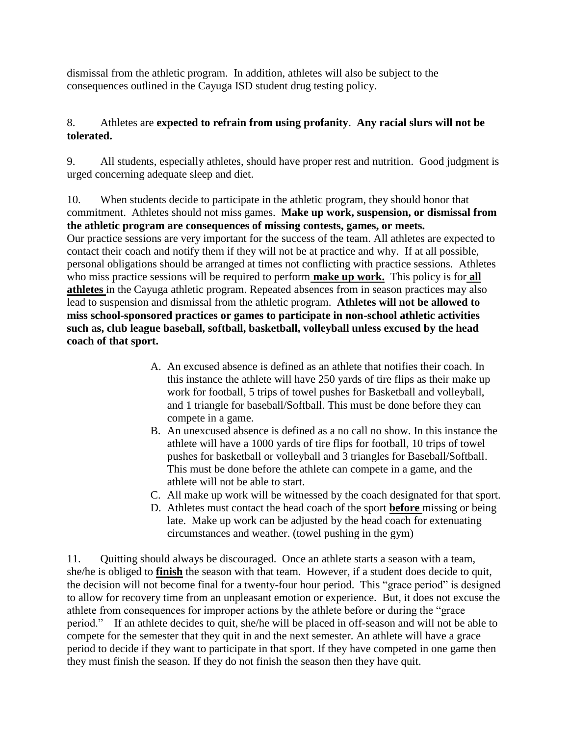dismissal from the athletic program. In addition, athletes will also be subject to the consequences outlined in the Cayuga ISD student drug testing policy.

8. Athletes are **expected to refrain from using profanity**. **Any racial slurs will not be tolerated.**

9. All students, especially athletes, should have proper rest and nutrition. Good judgment is urged concerning adequate sleep and diet.

10. When students decide to participate in the athletic program, they should honor that commitment. Athletes should not miss games. **Make up work, suspension, or dismissal from the athletic program are consequences of missing contests, games, or meets.** Our practice sessions are very important for the success of the team. All athletes are expected to contact their coach and notify them if they will not be at practice and why. If at all possible, personal obligations should be arranged at times not conflicting with practice sessions. Athletes who miss practice sessions will be required to perform **make up work.** This policy is for **all athletes** in the Cayuga athletic program. Repeated absences from in season practices may also lead to suspension and dismissal from the athletic program. **Athletes will not be allowed to miss school-sponsored practices or games to participate in non-school athletic activities such as, club league baseball, softball, basketball, volleyball unless excused by the head coach of that sport.**

A. An excused absence is defined as an athlete that notifies their coach. In this instance the athlete will have 250 yards of tire flips as their make up work for football, 5 trips of towel pushes for Basketball and volleyball, and 1 triangle for baseball/Softball. This must be done before they can compete in a game.
B. An unexcused absence is defined as a no call no show. In this instance the athlete will have a 1000 yards of tire flips for football, 10 trips of towel pushes for basketball or volleyball and 3 triangles for Baseball/Softball. This must be done before the athlete can compete in a game, and the athlete will not be able to start.
C. All make up work will be witnessed by the coach designated for that sport.
D. Athletes must contact the head coach of the sport **before** missing or being late. Make up work can be adjusted by the head coach for extenuating circumstances and weather. (towel pushing in the gym)

11. Quitting should always be discouraged. Once an athlete starts a season with a team, she/he is obliged to **finish** the season with that team. However, if a student does decide to quit, the decision will not become final for a twenty-four hour period. This "grace period" is designed to allow for recovery time from an unpleasant emotion or experience. But, it does not excuse the athlete from consequences for improper actions by the athlete before or during the "grace period." If an athlete decides to quit, she/he will be placed in off-season and will not be able to compete for the semester that they quit in and the next semester. An athlete will have a grace period to decide if they want to participate in that sport. If they have competed in one game then they must finish the season. If they do not finish the season then they have quit.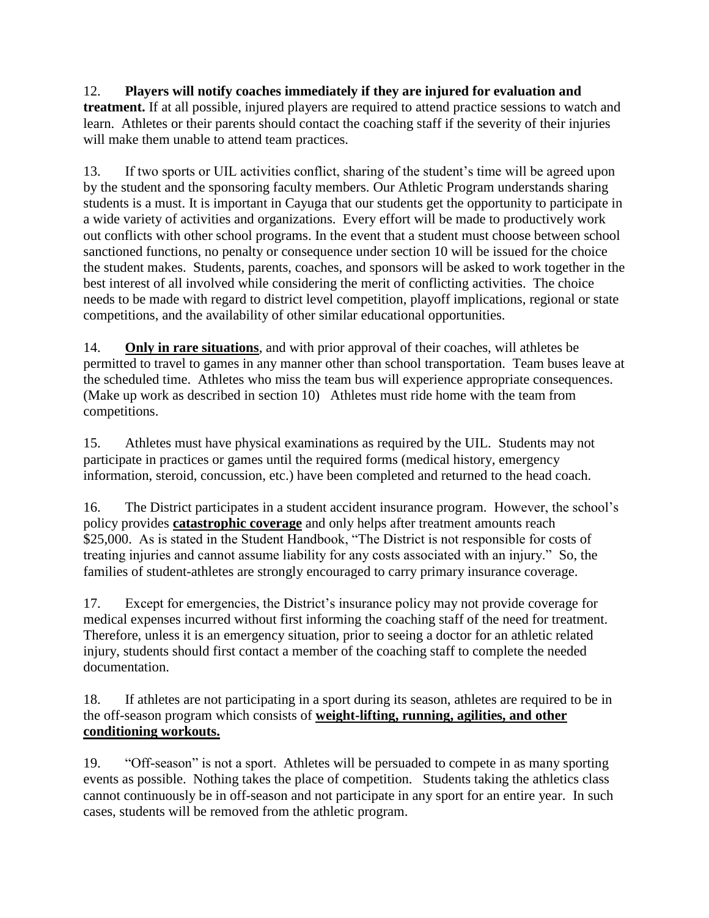12. **Players will notify coaches immediately if they are injured for evaluation and treatment.** If at all possible, injured players are required to attend practice sessions to watch and learn. Athletes or their parents should contact the coaching staff if the severity of their injuries will make them unable to attend team practices.

13. If two sports or UIL activities conflict, sharing of the student's time will be agreed upon by the student and the sponsoring faculty members. Our Athletic Program understands sharing students is a must. It is important in Cayuga that our students get the opportunity to participate in a wide variety of activities and organizations. Every effort will be made to productively work out conflicts with other school programs. In the event that a student must choose between school sanctioned functions, no penalty or consequence under section 10 will be issued for the choice the student makes. Students, parents, coaches, and sponsors will be asked to work together in the best interest of all involved while considering the merit of conflicting activities. The choice needs to be made with regard to district level competition, playoff implications, regional or state competitions, and the availability of other similar educational opportunities.

14. <u>**Only in rare situations**</u>, and with prior approval of their coaches, will athletes be permitted to travel to games in any manner other than school transportation. Team buses leave at the scheduled time. Athletes who miss the team bus will experience appropriate consequences. (Make up work as described in section 10) Athletes must ride home with the team from competitions.

15. Athletes must have physical examinations as required by the UIL. Students may not participate in practices or games until the required forms (medical history, emergency information, steroid, concussion, etc.) have been completed and returned to the head coach.

16. The District participates in a student accident insurance program. However, the school's policy provides <u>**catastrophic coverage**</u> and only helps after treatment amounts reach $25,000. As is stated in the Student Handbook, "The District is not responsible for costs of treating injuries and cannot assume liability for any costs associated with an injury." So, the families of student-athletes are strongly encouraged to carry primary insurance coverage.

17. Except for emergencies, the District's insurance policy may not provide coverage for medical expenses incurred without first informing the coaching staff of the need for treatment. Therefore, unless it is an emergency situation, prior to seeing a doctor for an athletic related injury, students should first contact a member of the coaching staff to complete the needed documentation.

18. If athletes are not participating in a sport during its season, athletes are required to be in the off-season program which consists of <u>**weight-lifting, running, agilities, and other conditioning workouts.**</u>

19. "Off-season" is not a sport. Athletes will be persuaded to compete in as many sporting events as possible. Nothing takes the place of competition. Students taking the athletics class cannot continuously be in off-season and not participate in any sport for an entire year. In such cases, students will be removed from the athletic program.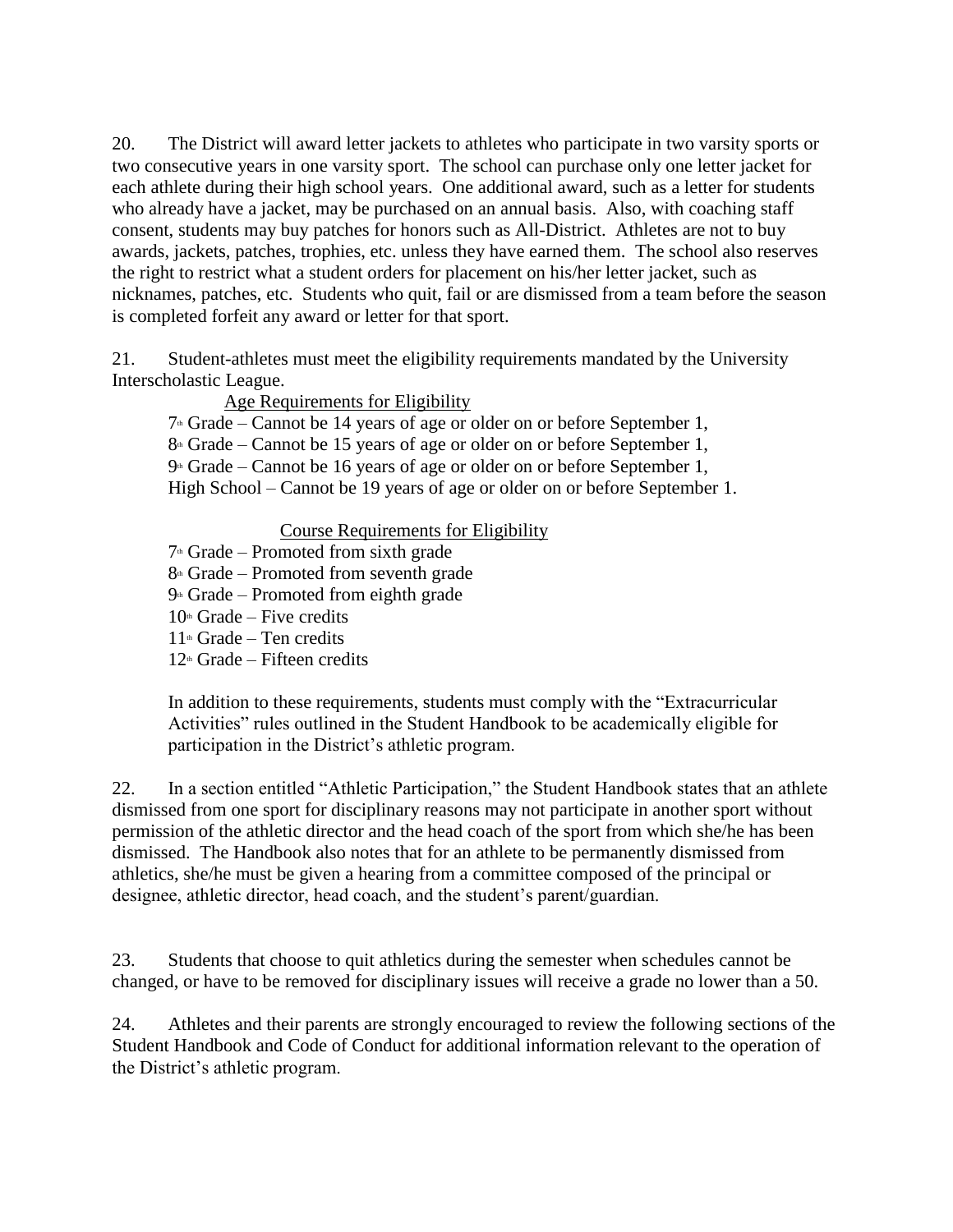20. The District will award letter jackets to athletes who participate in two varsity sports or two consecutive years in one varsity sport. The school can purchase only one letter jacket for each athlete during their high school years. One additional award, such as a letter for students who already have a jacket, may be purchased on an annual basis. Also, with coaching staff consent, students may buy patches for honors such as All-District. Athletes are not to buy awards, jackets, patches, trophies, etc. unless they have earned them. The school also reserves the right to restrict what a student orders for placement on his/her letter jacket, such as nicknames, patches, etc. Students who quit, fail or are dismissed from a team before the season is completed forfeit any award or letter for that sport.

21. Student-athletes must meet the eligibility requirements mandated by the University Interscholastic League.

<u>Age Requirements for Eligibility</u>

7th Grade – Cannot be 14 years of age or older on or before September 1,
8th Grade – Cannot be 15 years of age or older on or before September 1,
9th Grade – Cannot be 16 years of age or older on or before September 1,
High School – Cannot be 19 years of age or older on or before September 1.

<u>Course Requirements for Eligibility</u>

7th Grade – Promoted from sixth grade
8th Grade – Promoted from seventh grade
9th Grade – Promoted from eighth grade
10th Grade – Five credits
11th Grade – Ten credits
12th Grade – Fifteen credits

In addition to these requirements, students must comply with the "Extracurricular Activities" rules outlined in the Student Handbook to be academically eligible for participation in the District's athletic program.

22. In a section entitled "Athletic Participation," the Student Handbook states that an athlete dismissed from one sport for disciplinary reasons may not participate in another sport without permission of the athletic director and the head coach of the sport from which she/he has been dismissed. The Handbook also notes that for an athlete to be permanently dismissed from athletics, she/he must be given a hearing from a committee composed of the principal or designee, athletic director, head coach, and the student's parent/guardian.

23. Students that choose to quit athletics during the semester when schedules cannot be changed, or have to be removed for disciplinary issues will receive a grade no lower than a 50.

24. Athletes and their parents are strongly encouraged to review the following sections of the Student Handbook and Code of Conduct for additional information relevant to the operation of the District's athletic program.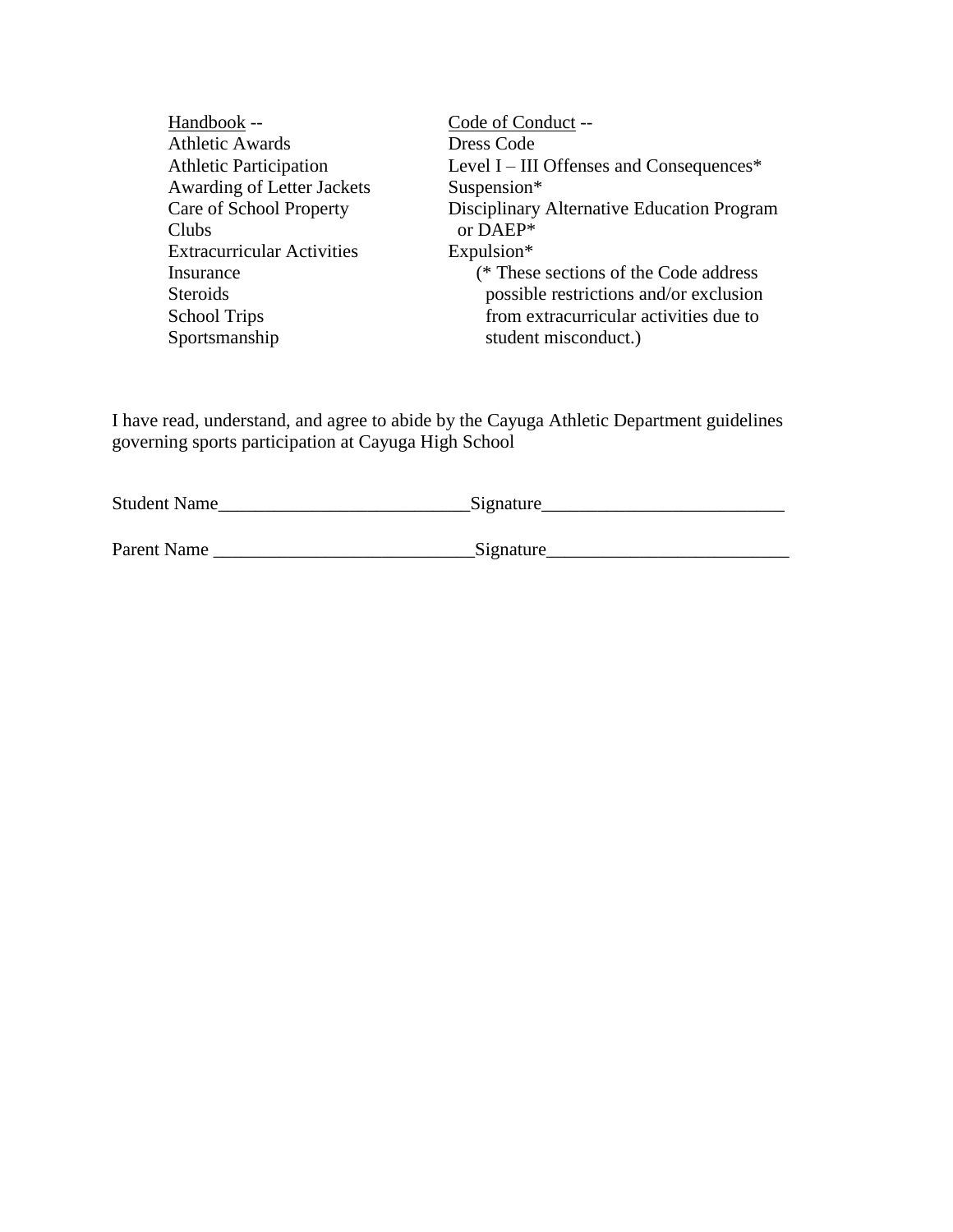<u>Handbook</u> --

- Athletic Awards
- Athletic Participation
- Awarding of Letter Jackets
- Care of School Property
- Clubs
- Extracurricular Activities
- Insurance
- Steroids
- School Trips
- Sportsmanship

<u>Code of Conduct</u> --

- Dress Code
- Level I – III Offenses and Consequences*
- Suspension*
- Disciplinary Alternative Education Program or DAEP*
- Expulsion*

(* These sections of the Code address possible restrictions and/or exclusion from extracurricular activities due to student misconduct.)

I have read, understand, and agree to abide by the Cayuga Athletic Department guidelines governing sports participation at Cayuga High School

Student Name___________________________Signature_________________________

Parent Name ____________________________Signature_________________________